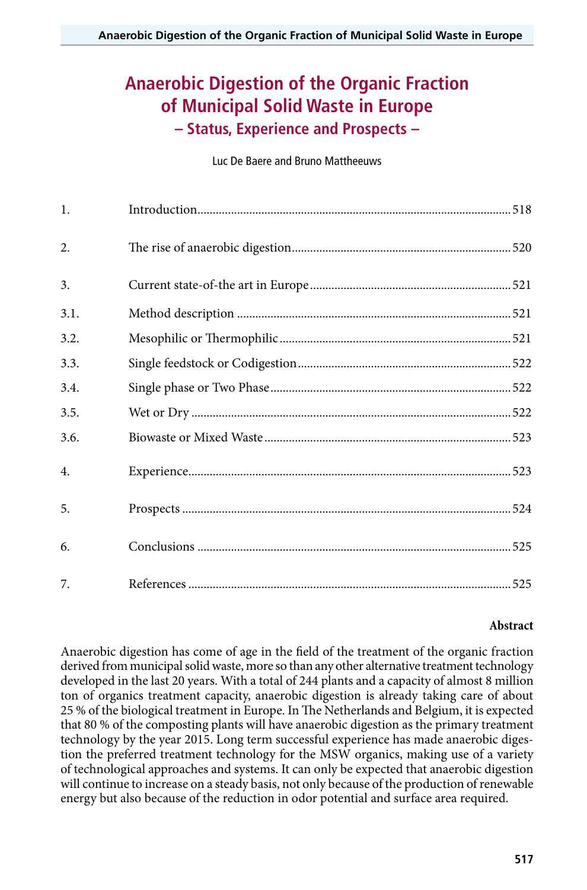# Anaerobic Digestion of the Organic Fraction of Municipal Solid Waste in Europe

## – Status, Experience and Prospects –

Luc De Baere and Bruno Mattheeuws

| | | |
|---|---|---|
| 1. | Introduction | 518 |
| 2. | The rise of anaerobic digestion | 520 |
| 3. | Current state-of-the art in Europe | 521 |
| 3.1. | Method description | 521 |
| 3.2. | Mesophilic or Thermophilic | 521 |
| 3.3. | Single feedstock or Codigestion | 522 |
| 3.4. | Single phase or Two Phase | 522 |
| 3.5. | Wet or Dry | 522 |
| 3.6. | Biowaste or Mixed Waste | 523 |
| 4. | Experience | 523 |
| 5. | Prospects | 524 |
| 6. | Conclusions | 525 |
| 7. | References | 525 |

**Abstract**

Anaerobic digestion has come of age in the field of the treatment of the organic fraction derived from municipal solid waste, more so than any other alternative treatment technology developed in the last 20 years. With a total of 244 plants and a capacity of almost 8 million ton of organics treatment capacity, anaerobic digestion is already taking care of about 25 % of the biological treatment in Europe. In The Netherlands and Belgium, it is expected that 80 % of the composting plants will have anaerobic digestion as the primary treatment technology by the year 2015. Long term successful experience has made anaerobic digestion the preferred treatment technology for the MSW organics, making use of a variety of technological approaches and systems. It can only be expected that anaerobic digestion will continue to increase on a steady basis, not only because of the production of renewable energy but also because of the reduction in odor potential and surface area required.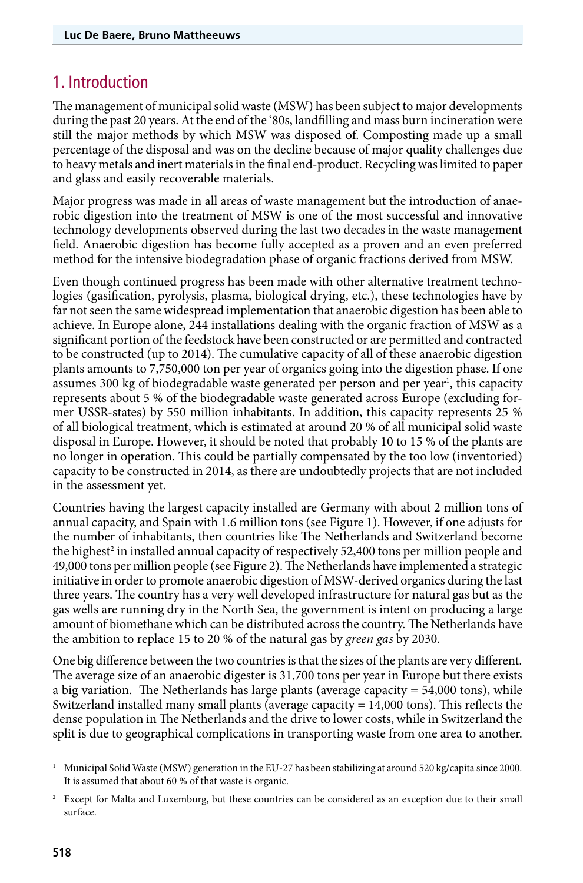## 1. Introduction

The management of municipal solid waste (MSW) has been subject to major developments during the past 20 years. At the end of the '80s, landfilling and mass burn incineration were still the major methods by which MSW was disposed of. Composting made up a small percentage of the disposal and was on the decline because of major quality challenges due to heavy metals and inert materials in the final end-product. Recycling was limited to paper and glass and easily recoverable materials.

Major progress was made in all areas of waste management but the introduction of anaerobic digestion into the treatment of MSW is one of the most successful and innovative technology developments observed during the last two decades in the waste management field. Anaerobic digestion has become fully accepted as a proven and an even preferred method for the intensive biodegradation phase of organic fractions derived from MSW.

Even though continued progress has been made with other alternative treatment technologies (gasification, pyrolysis, plasma, biological drying, etc.), these technologies have by far not seen the same widespread implementation that anaerobic digestion has been able to achieve. In Europe alone, 244 installations dealing with the organic fraction of MSW as a significant portion of the feedstock have been constructed or are permitted and contracted to be constructed (up to 2014). The cumulative capacity of all of these anaerobic digestion plants amounts to 7,750,000 ton per year of organics going into the digestion phase. If one assumes 300 kg of biodegradable waste generated per person and per year[1], this capacity represents about 5 % of the biodegradable waste generated across Europe (excluding former USSR-states) by 550 million inhabitants. In addition, this capacity represents 25 % of all biological treatment, which is estimated at around 20 % of all municipal solid waste disposal in Europe. However, it should be noted that probably 10 to 15 % of the plants are no longer in operation. This could be partially compensated by the too low (inventoried) capacity to be constructed in 2014, as there are undoubtedly projects that are not included in the assessment yet.

Countries having the largest capacity installed are Germany with about 2 million tons of annual capacity, and Spain with 1.6 million tons (see Figure 1). However, if one adjusts for the number of inhabitants, then countries like The Netherlands and Switzerland become the highest[2] in installed annual capacity of respectively 52,400 tons per million people and 49,000 tons per million people (see Figure 2). The Netherlands have implemented a strategic initiative in order to promote anaerobic digestion of MSW-derived organics during the last three years. The country has a very well developed infrastructure for natural gas but as the gas wells are running dry in the North Sea, the government is intent on producing a large amount of biomethane which can be distributed across the country. The Netherlands have the ambition to replace 15 to 20 % of the natural gas by *green gas* by 2030.

One big difference between the two countries is that the sizes of the plants are very different. The average size of an anaerobic digester is 31,700 tons per year in Europe but there exists a big variation. The Netherlands has large plants (average capacity = 54,000 tons), while Switzerland installed many small plants (average capacity = 14,000 tons). This reflects the dense population in The Netherlands and the drive to lower costs, while in Switzerland the split is due to geographical complications in transporting waste from one area to another.

---

[1] Municipal Solid Waste (MSW) generation in the EU-27 has been stabilizing at around 520 kg/capita since 2000. It is assumed that about 60 % of that waste is organic.

[2] Except for Malta and Luxemburg, but these countries can be considered as an exception due to their small surface.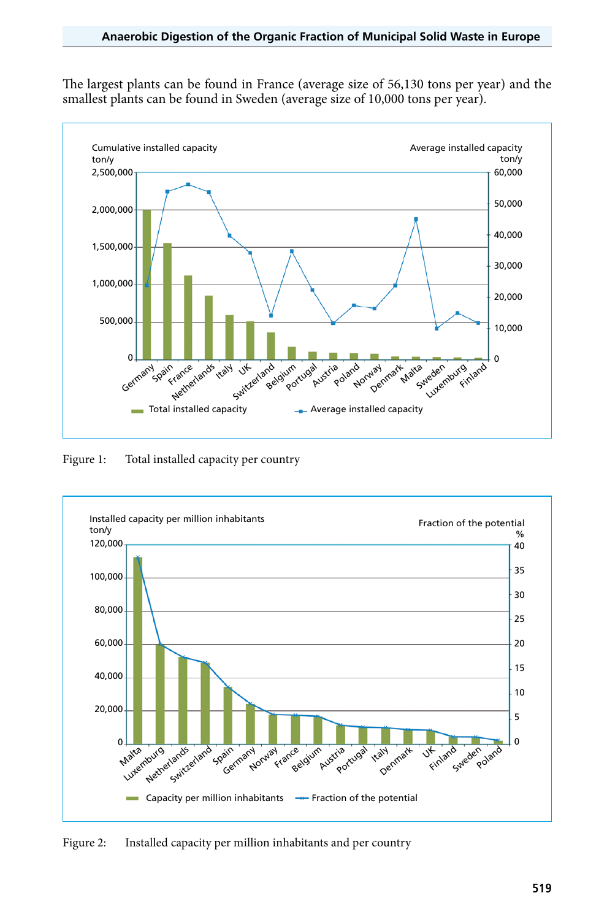The largest plants can be found in France (average size of 56,130 tons per year) and the smallest plants can be found in Sweden (average size of 10,000 tons per year).

Figure 1: Total installed capacity per country

Figure 2: Installed capacity per million inhabitants and per country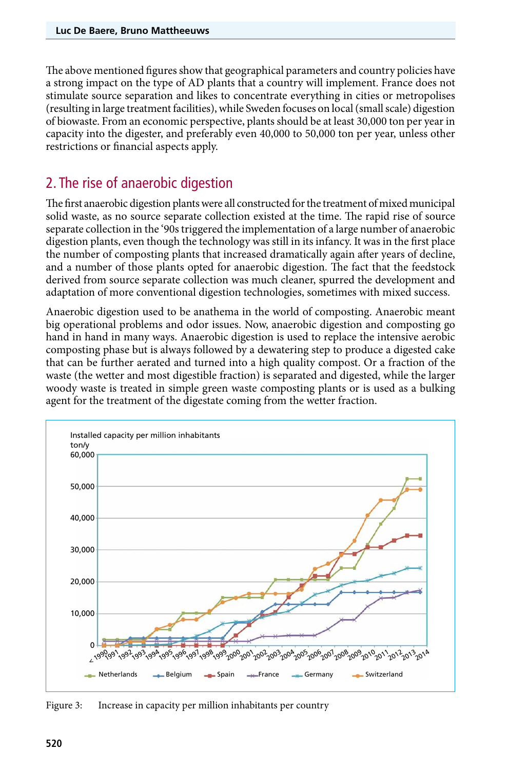The above mentioned figures show that geographical parameters and country policies have a strong impact on the type of AD plants that a country will implement. France does not stimulate source separation and likes to concentrate everything in cities or metropolises (resulting in large treatment facilities), while Sweden focuses on local (small scale) digestion of biowaste. From an economic perspective, plants should be at least 30,000 ton per year in capacity into the digester, and preferably even 40,000 to 50,000 ton per year, unless other restrictions or financial aspects apply.

## 2. The rise of anaerobic digestion

The first anaerobic digestion plants were all constructed for the treatment of mixed municipal solid waste, as no source separate collection existed at the time. The rapid rise of source separate collection in the '90s triggered the implementation of a large number of anaerobic digestion plants, even though the technology was still in its infancy. It was in the first place the number of composting plants that increased dramatically again after years of decline, and a number of those plants opted for anaerobic digestion. The fact that the feedstock derived from source separate collection was much cleaner, spurred the development and adaptation of more conventional digestion technologies, sometimes with mixed success.

Anaerobic digestion used to be anathema in the world of composting. Anaerobic meant big operational problems and odor issues. Now, anaerobic digestion and composting go hand in hand in many ways. Anaerobic digestion is used to replace the intensive aerobic composting phase but is always followed by a dewatering step to produce a digested cake that can be further aerated and turned into a high quality compost. Or a fraction of the waste (the wetter and most digestible fraction) is separated and digested, while the larger woody waste is treated in simple green waste composting plants or is used as a bulking agent for the treatment of the digestate coming from the wetter fraction.

Figure 3: Increase in capacity per million inhabitants per country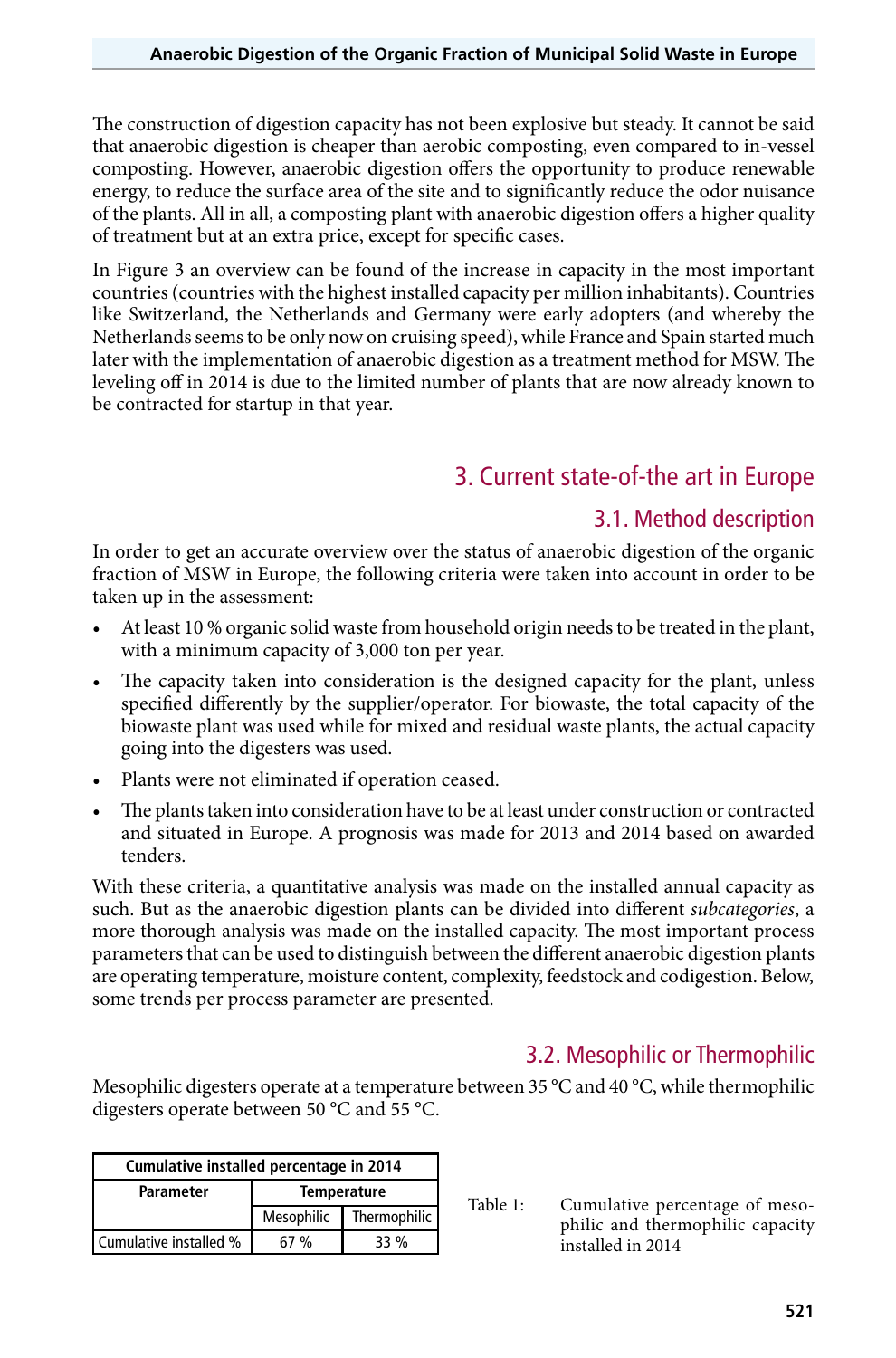The construction of digestion capacity has not been explosive but steady. It cannot be said that anaerobic digestion is cheaper than aerobic composting, even compared to in-vessel composting. However, anaerobic digestion offers the opportunity to produce renewable energy, to reduce the surface area of the site and to significantly reduce the odor nuisance of the plants. All in all, a composting plant with anaerobic digestion offers a higher quality of treatment but at an extra price, except for specific cases.

In Figure 3 an overview can be found of the increase in capacity in the most important countries (countries with the highest installed capacity per million inhabitants). Countries like Switzerland, the Netherlands and Germany were early adopters (and whereby the Netherlands seems to be only now on cruising speed), while France and Spain started much later with the implementation of anaerobic digestion as a treatment method for MSW. The leveling off in 2014 is due to the limited number of plants that are now already known to be contracted for startup in that year.

## 3. Current state-of-the art in Europe

### 3.1. Method description

In order to get an accurate overview over the status of anaerobic digestion of the organic fraction of MSW in Europe, the following criteria were taken into account in order to be taken up in the assessment:

- At least 10 % organic solid waste from household origin needs to be treated in the plant, with a minimum capacity of 3,000 ton per year.
- The capacity taken into consideration is the designed capacity for the plant, unless specified differently by the supplier/operator. For biowaste, the total capacity of the biowaste plant was used while for mixed and residual waste plants, the actual capacity going into the digesters was used.
- Plants were not eliminated if operation ceased.
- The plants taken into consideration have to be at least under construction or contracted and situated in Europe. A prognosis was made for 2013 and 2014 based on awarded tenders.

With these criteria, a quantitative analysis was made on the installed annual capacity as such. But as the anaerobic digestion plants can be divided into different *subcategories*, a more thorough analysis was made on the installed capacity. The most important process parameters that can be used to distinguish between the different anaerobic digestion plants are operating temperature, moisture content, complexity, feedstock and codigestion. Below, some trends per process parameter are presented.

### 3.2. Mesophilic or Thermophilic

Mesophilic digesters operate at a temperature between 35 °C and 40 °C, while thermophilic digesters operate between 50 °C and 55 °C.

| Cumulative installed percentage in 2014 | | |
|---|---|---|
| **Parameter** | **Temperature** | |
| | Mesophilic | Thermophilic |
| Cumulative installed % | 67 % | 33 % |

Table 1: Cumulative percentage of mesophilic and thermophilic capacity installed in 2014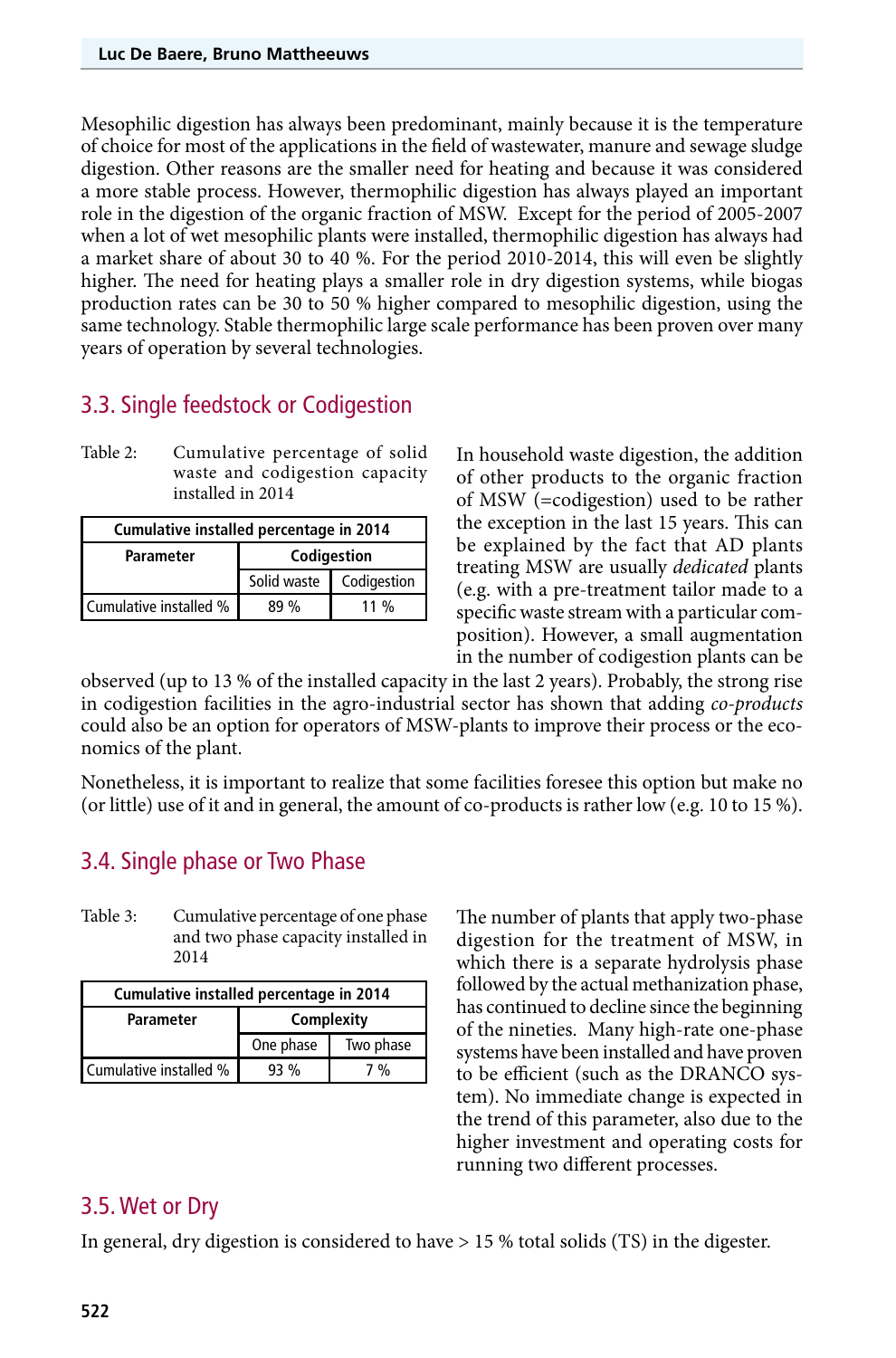Mesophilic digestion has always been predominant, mainly because it is the temperature of choice for most of the applications in the field of wastewater, manure and sewage sludge digestion. Other reasons are the smaller need for heating and because it was considered a more stable process. However, thermophilic digestion has always played an important role in the digestion of the organic fraction of MSW. Except for the period of 2005-2007 when a lot of wet mesophilic plants were installed, thermophilic digestion has always had a market share of about 30 to 40 %. For the period 2010-2014, this will even be slightly higher. The need for heating plays a smaller role in dry digestion systems, while biogas production rates can be 30 to 50 % higher compared to mesophilic digestion, using the same technology. Stable thermophilic large scale performance has been proven over many years of operation by several technologies.

## 3.3. Single feedstock or Codigestion

Table 2: Cumulative percentage of solid waste and codigestion capacity installed in 2014

| Cumulative installed percentage in 2014 | | |
|---|---|---|
| Parameter | Codigestion | |
| | Solid waste | Codigestion |
| Cumulative installed % | 89 % | 11 % |

In household waste digestion, the addition of other products to the organic fraction of MSW (=codigestion) used to be rather the exception in the last 15 years. This can be explained by the fact that AD plants treating MSW are usually *dedicated* plants (e.g. with a pre-treatment tailor made to a specific waste stream with a particular composition). However, a small augmentation in the number of codigestion plants can be observed (up to 13 % of the installed capacity in the last 2 years). Probably, the strong rise in codigestion facilities in the agro-industrial sector has shown that adding *co-products* could also be an option for operators of MSW-plants to improve their process or the economics of the plant.

Nonetheless, it is important to realize that some facilities foresee this option but make no (or little) use of it and in general, the amount of co-products is rather low (e.g. 10 to 15 %).

## 3.4. Single phase or Two Phase

Table 3: Cumulative percentage of one phase and two phase capacity installed in 2014

| Cumulative installed percentage in 2014 | | |
|---|---|---|
| Parameter | Complexity | |
| | One phase | Two phase |
| Cumulative installed % | 93 % | 7 % |

The number of plants that apply two-phase digestion for the treatment of MSW, in which there is a separate hydrolysis phase followed by the actual methanization phase, has continued to decline since the beginning of the nineties. Many high-rate one-phase systems have been installed and have proven to be efficient (such as the DRANCO system). No immediate change is expected in the trend of this parameter, also due to the higher investment and operating costs for running two different processes.

## 3.5. Wet or Dry

In general, dry digestion is considered to have > 15 % total solids (TS) in the digester.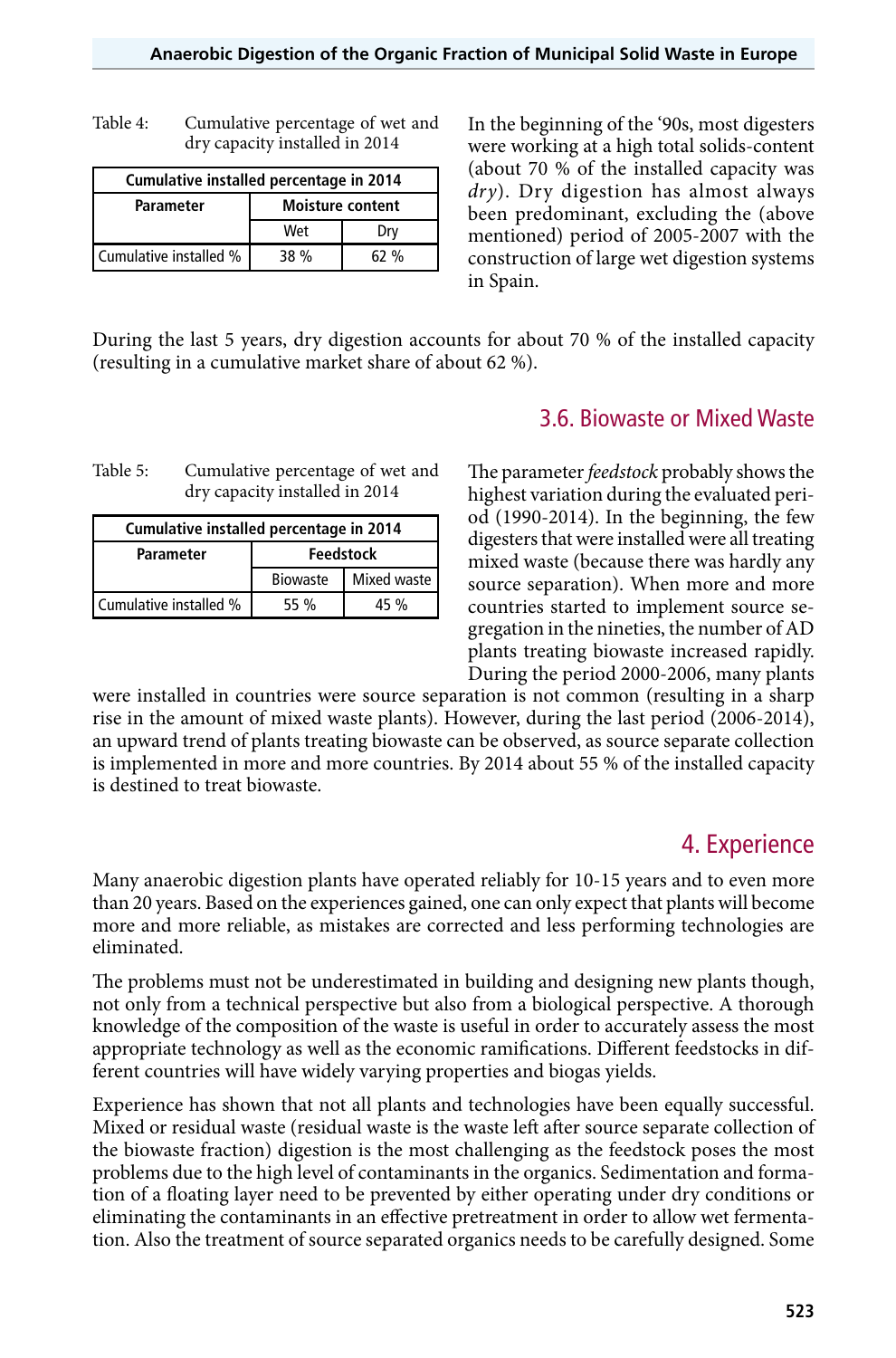Table 4: Cumulative percentage of wet and dry capacity installed in 2014

| Cumulative installed percentage in 2014 | | |
|---|---|---|
| **Parameter** | **Moisture content** | |
| | Wet | Dry |
| Cumulative installed % | 38 % | 62 % |

In the beginning of the '90s, most digesters were working at a high total solids-content (about 70 % of the installed capacity was *dry*). Dry digestion has almost always been predominant, excluding the (above mentioned) period of 2005-2007 with the construction of large wet digestion systems in Spain.

During the last 5 years, dry digestion accounts for about 70 % of the installed capacity (resulting in a cumulative market share of about 62 %).

## 3.6. Biowaste or Mixed Waste

Table 5: Cumulative percentage of wet and dry capacity installed in 2014

| Cumulative installed percentage in 2014 | | |
|---|---|---|
| **Parameter** | **Feedstock** | |
| | Biowaste | Mixed waste |
| Cumulative installed % | 55 % | 45 % |

The parameter *feedstock* probably shows the highest variation during the evaluated period (1990-2014). In the beginning, the few digesters that were installed were all treating mixed waste (because there was hardly any source separation). When more and more countries started to implement source segregation in the nineties, the number of AD plants treating biowaste increased rapidly. During the period 2000-2006, many plants were installed in countries were source separation is not common (resulting in a sharp rise in the amount of mixed waste plants). However, during the last period (2006-2014), an upward trend of plants treating biowaste can be observed, as source separate collection is implemented in more and more countries. By 2014 about 55 % of the installed capacity is destined to treat biowaste.

# 4. Experience

Many anaerobic digestion plants have operated reliably for 10-15 years and to even more than 20 years. Based on the experiences gained, one can only expect that plants will become more and more reliable, as mistakes are corrected and less performing technologies are eliminated.

The problems must not be underestimated in building and designing new plants though, not only from a technical perspective but also from a biological perspective. A thorough knowledge of the composition of the waste is useful in order to accurately assess the most appropriate technology as well as the economic ramifications. Different feedstocks in different countries will have widely varying properties and biogas yields.

Experience has shown that not all plants and technologies have been equally successful. Mixed or residual waste (residual waste is the waste left after source separate collection of the biowaste fraction) digestion is the most challenging as the feedstock poses the most problems due to the high level of contaminants in the organics. Sedimentation and formation of a floating layer need to be prevented by either operating under dry conditions or eliminating the contaminants in an effective pretreatment in order to allow wet fermentation. Also the treatment of source separated organics needs to be carefully designed. Some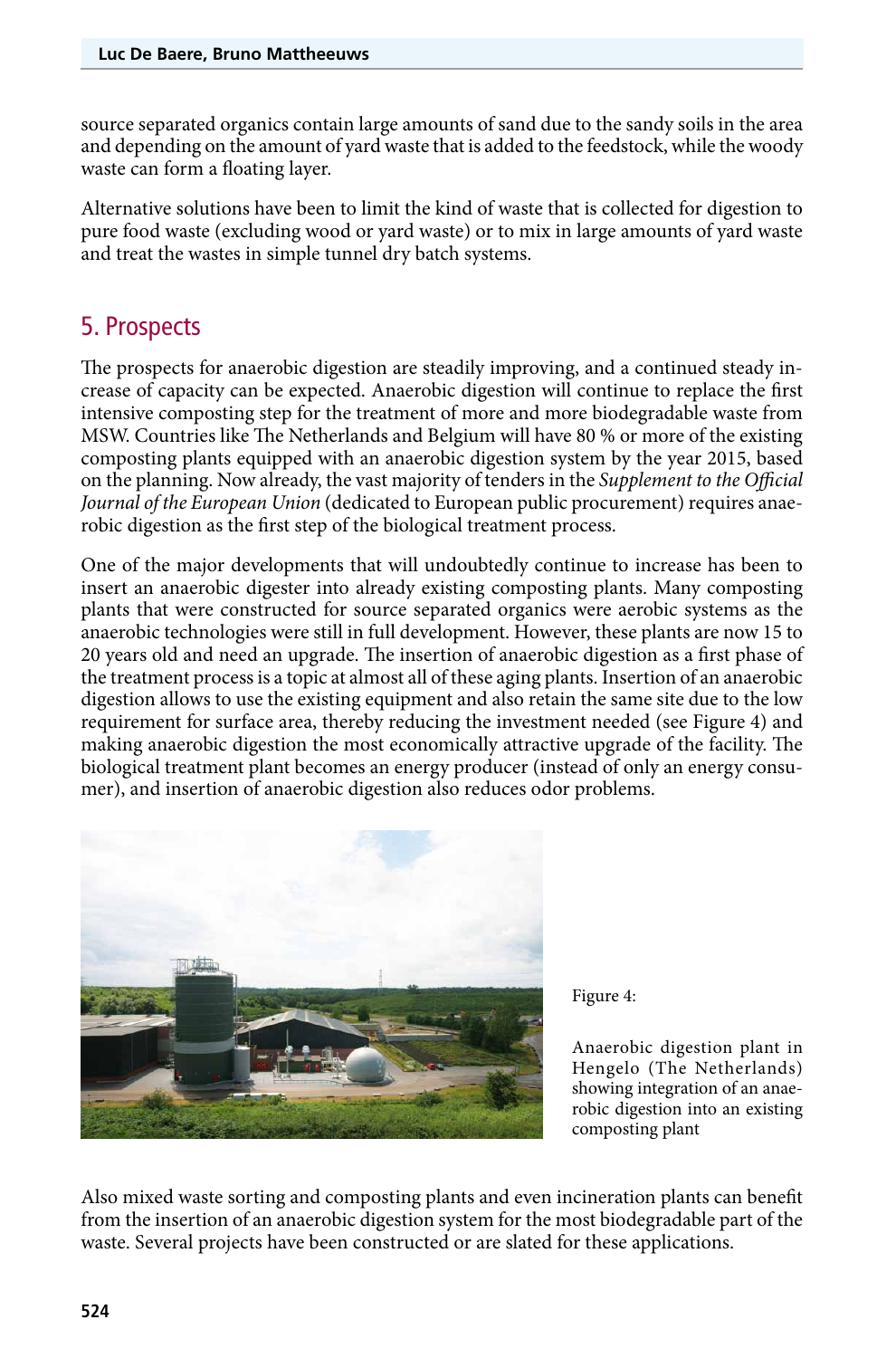source separated organics contain large amounts of sand due to the sandy soils in the area and depending on the amount of yard waste that is added to the feedstock, while the woody waste can form a floating layer.

Alternative solutions have been to limit the kind of waste that is collected for digestion to pure food waste (excluding wood or yard waste) or to mix in large amounts of yard waste and treat the wastes in simple tunnel dry batch systems.

## 5. Prospects

The prospects for anaerobic digestion are steadily improving, and a continued steady increase of capacity can be expected. Anaerobic digestion will continue to replace the first intensive composting step for the treatment of more and more biodegradable waste from MSW. Countries like The Netherlands and Belgium will have 80 % or more of the existing composting plants equipped with an anaerobic digestion system by the year 2015, based on the planning. Now already, the vast majority of tenders in the *Supplement to the Official Journal of the European Union* (dedicated to European public procurement) requires anaerobic digestion as the first step of the biological treatment process.

One of the major developments that will undoubtedly continue to increase has been to insert an anaerobic digester into already existing composting plants. Many composting plants that were constructed for source separated organics were aerobic systems as the anaerobic technologies were still in full development. However, these plants are now 15 to 20 years old and need an upgrade. The insertion of anaerobic digestion as a first phase of the treatment process is a topic at almost all of these aging plants. Insertion of an anaerobic digestion allows to use the existing equipment and also retain the same site due to the low requirement for surface area, thereby reducing the investment needed (see Figure 4) and making anaerobic digestion the most economically attractive upgrade of the facility. The biological treatment plant becomes an energy producer (instead of only an energy consumer), and insertion of anaerobic digestion also reduces odor problems.

Figure 4:

Anaerobic digestion plant in Hengelo (The Netherlands) showing integration of an anaerobic digestion into an existing composting plant

Also mixed waste sorting and composting plants and even incineration plants can benefit from the insertion of an anaerobic digestion system for the most biodegradable part of the waste. Several projects have been constructed or are slated for these applications.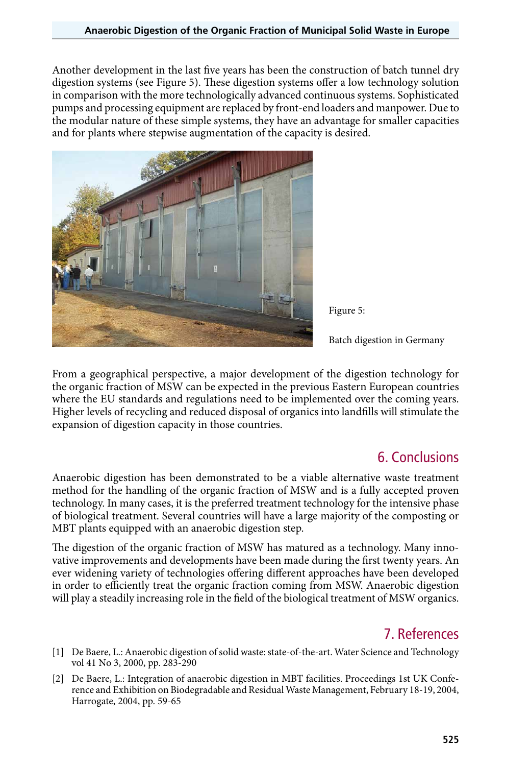Another development in the last five years has been the construction of batch tunnel dry digestion systems (see Figure 5). These digestion systems offer a low technology solution in comparison with the more technologically advanced continuous systems. Sophisticated pumps and processing equipment are replaced by front-end loaders and manpower. Due to the modular nature of these simple systems, they have an advantage for smaller capacities and for plants where stepwise augmentation of the capacity is desired.

Figure 5:

Batch digestion in Germany

From a geographical perspective, a major development of the digestion technology for the organic fraction of MSW can be expected in the previous Eastern European countries where the EU standards and regulations need to be implemented over the coming years. Higher levels of recycling and reduced disposal of organics into landfills will stimulate the expansion of digestion capacity in those countries.

## 6. Conclusions

Anaerobic digestion has been demonstrated to be a viable alternative waste treatment method for the handling of the organic fraction of MSW and is a fully accepted proven technology. In many cases, it is the preferred treatment technology for the intensive phase of biological treatment. Several countries will have a large majority of the composting or MBT plants equipped with an anaerobic digestion step.

The digestion of the organic fraction of MSW has matured as a technology. Many innovative improvements and developments have been made during the first twenty years. An ever widening variety of technologies offering different approaches have been developed in order to efficiently treat the organic fraction coming from MSW. Anaerobic digestion will play a steadily increasing role in the field of the biological treatment of MSW organics.

## 7. References

[1] De Baere, L.: Anaerobic digestion of solid waste: state-of-the-art. Water Science and Technology vol 41 No 3, 2000, pp. 283-290

[2] De Baere, L.: Integration of anaerobic digestion in MBT facilities. Proceedings 1st UK Conference and Exhibition on Biodegradable and Residual Waste Management, February 18-19, 2004, Harrogate, 2004, pp. 59-65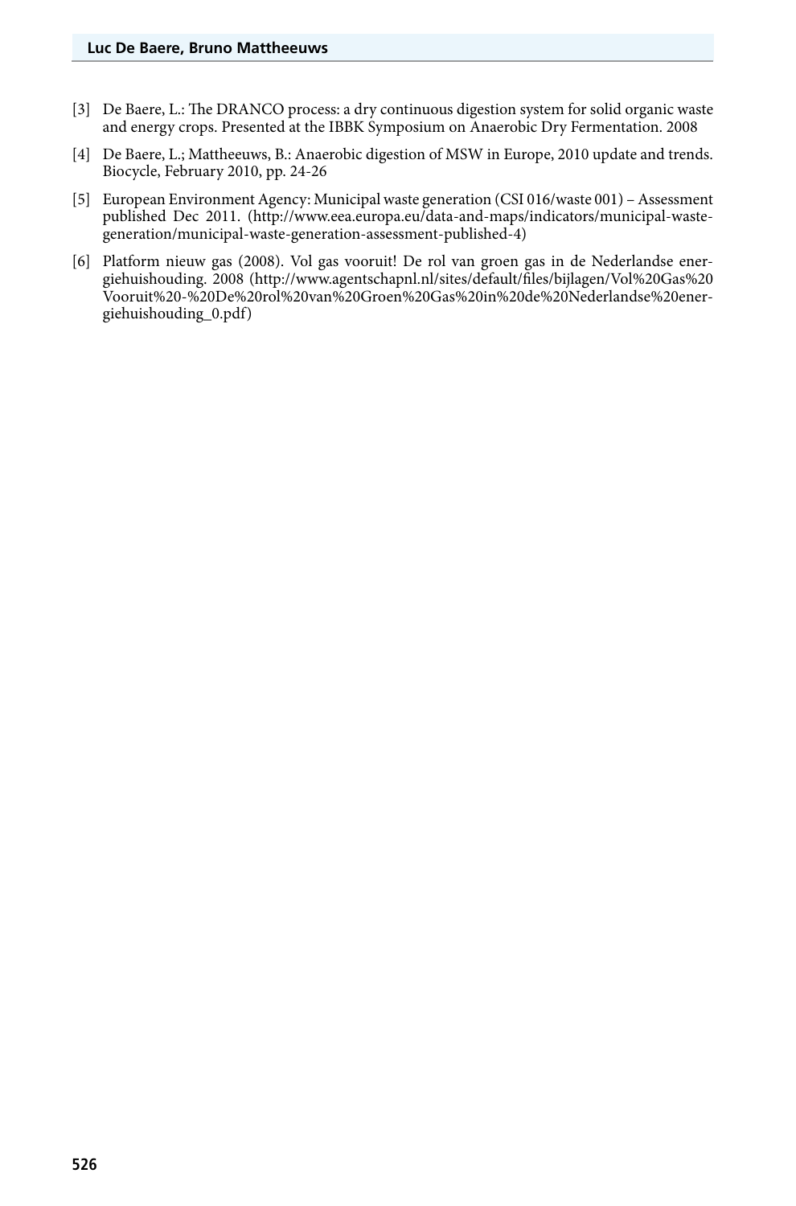[3] De Baere, L.: The DRANCO process: a dry continuous digestion system for solid organic waste and energy crops. Presented at the IBBK Symposium on Anaerobic Dry Fermentation. 2008

[4] De Baere, L.; Mattheeuws, B.: Anaerobic digestion of MSW in Europe, 2010 update and trends. Biocycle, February 2010, pp. 24-26

[5] European Environment Agency: Municipal waste generation (CSI 016/waste 001) – Assessment published Dec 2011. (http://www.eea.europa.eu/data-and-maps/indicators/municipal-waste-generation/municipal-waste-generation-assessment-published-4)

[6] Platform nieuw gas (2008). Vol gas vooruit! De rol van groen gas in de Nederlandse energiehuishouding. 2008 (http://www.agentschapnl.nl/sites/default/files/bijlagen/Vol%20Gas%20Vooruit%20-%20De%20rol%20van%20Groen%20Gas%20in%20de%20Nederlandse%20energiehuishouding_0.pdf)